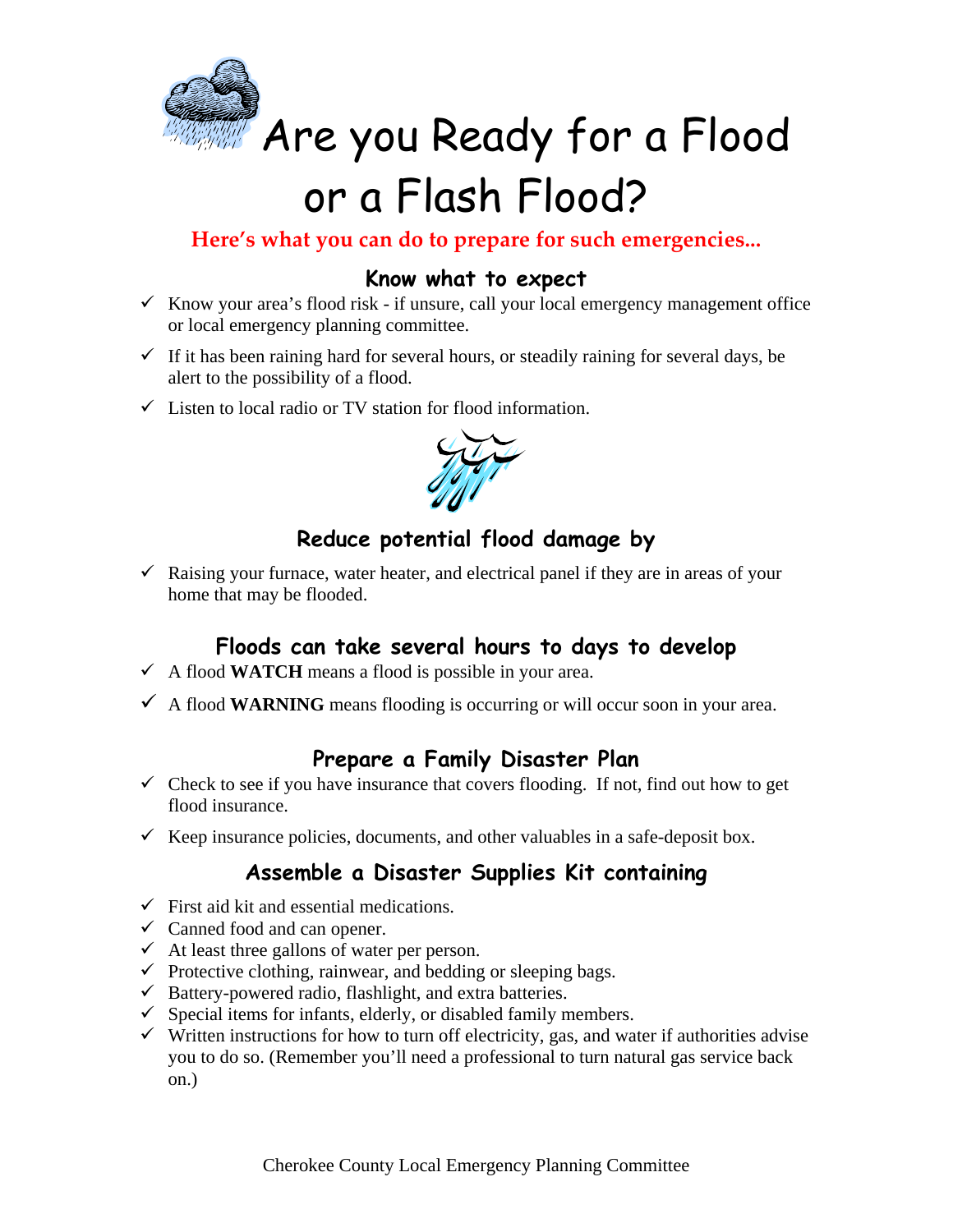# Are you Ready for a Flood or a Flash Flood?

**Here's what you can do to prepare for such emergencies...**

## Know what to expect

- ✓ Know your area's flood risk - if unsure, call your local emergency management office or local emergency planning committee.
- ✓ If it has been raining hard for several hours, or steadily raining for several days, be alert to the possibility of a flood.
- ✓ Listen to local radio or TV station for flood information.

## Reduce potential flood damage by

- ✓ Raising your furnace, water heater, and electrical panel if they are in areas of your home that may be flooded.

## Floods can take several hours to days to develop

- ✓ A flood **WATCH** means a flood is possible in your area.
- ✓ A flood **WARNING** means flooding is occurring or will occur soon in your area.

## Prepare a Family Disaster Plan

- ✓ Check to see if you have insurance that covers flooding. If not, find out how to get flood insurance.
- ✓ Keep insurance policies, documents, and other valuables in a safe-deposit box.

## Assemble a Disaster Supplies Kit containing

- ✓ First aid kit and essential medications.
- ✓ Canned food and can opener.
- ✓ At least three gallons of water per person.
- ✓ Protective clothing, rainwear, and bedding or sleeping bags.
- ✓ Battery-powered radio, flashlight, and extra batteries.
- ✓ Special items for infants, elderly, or disabled family members.
- ✓ Written instructions for how to turn off electricity, gas, and water if authorities advise you to do so. (Remember you'll need a professional to turn natural gas service back on.)

Cherokee County Local Emergency Planning Committee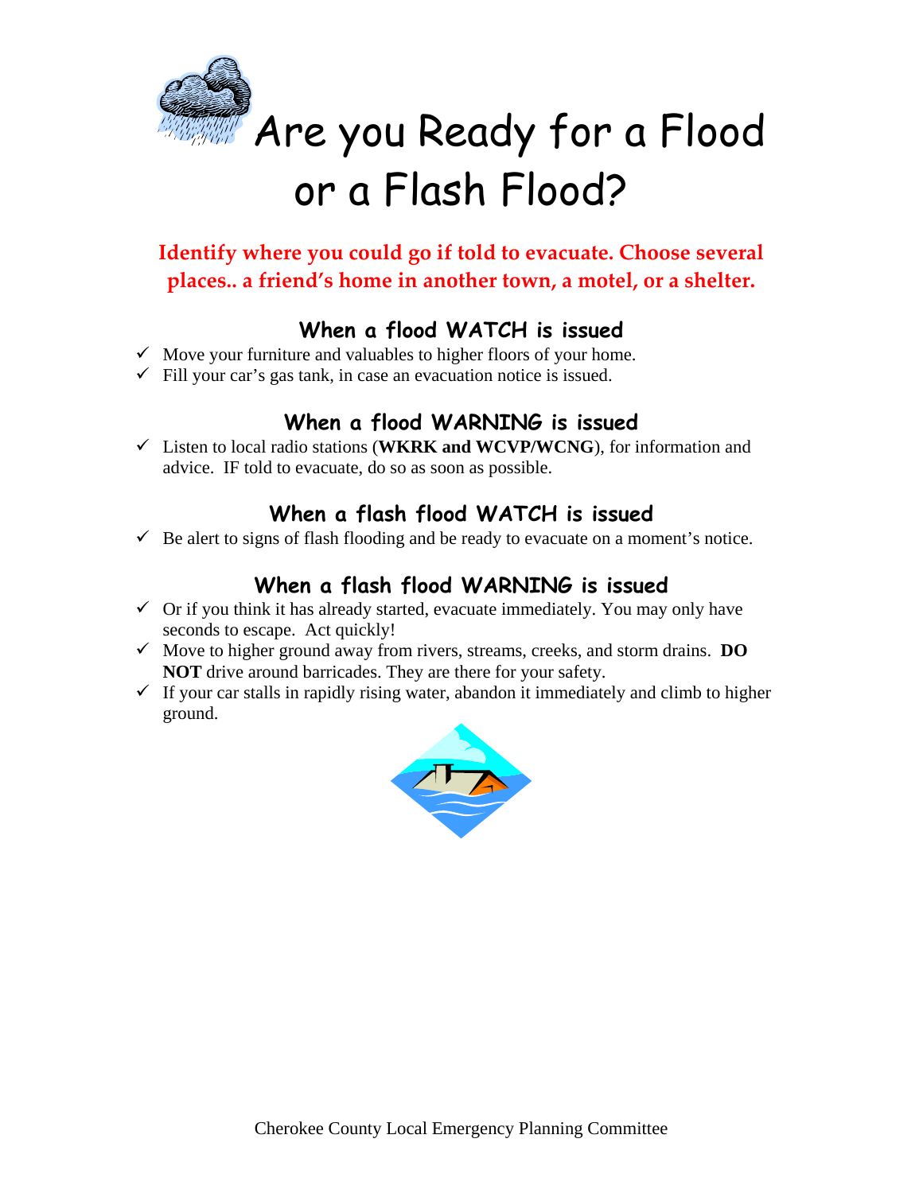# Are you Ready for a Flood or a Flash Flood?

**Identify where you could go if told to evacuate. Choose several places.. a friend's home in another town, a motel, or a shelter.**

## When a flood WATCH is issued

- ✓ Move your furniture and valuables to higher floors of your home.
- ✓ Fill your car's gas tank, in case an evacuation notice is issued.

## When a flood WARNING is issued

- ✓ Listen to local radio stations (**WKRK and WCVP/WCNG**), for information and advice. IF told to evacuate, do so as soon as possible.

## When a flash flood WATCH is issued

- ✓ Be alert to signs of flash flooding and be ready to evacuate on a moment's notice.

## When a flash flood WARNING is issued

- ✓ Or if you think it has already started, evacuate immediately. You may only have seconds to escape. Act quickly!
- ✓ Move to higher ground away from rivers, streams, creeks, and storm drains. **DO NOT** drive around barricades. They are there for your safety.
- ✓ If your car stalls in rapidly rising water, abandon it immediately and climb to higher ground.

Cherokee County Local Emergency Planning Committee